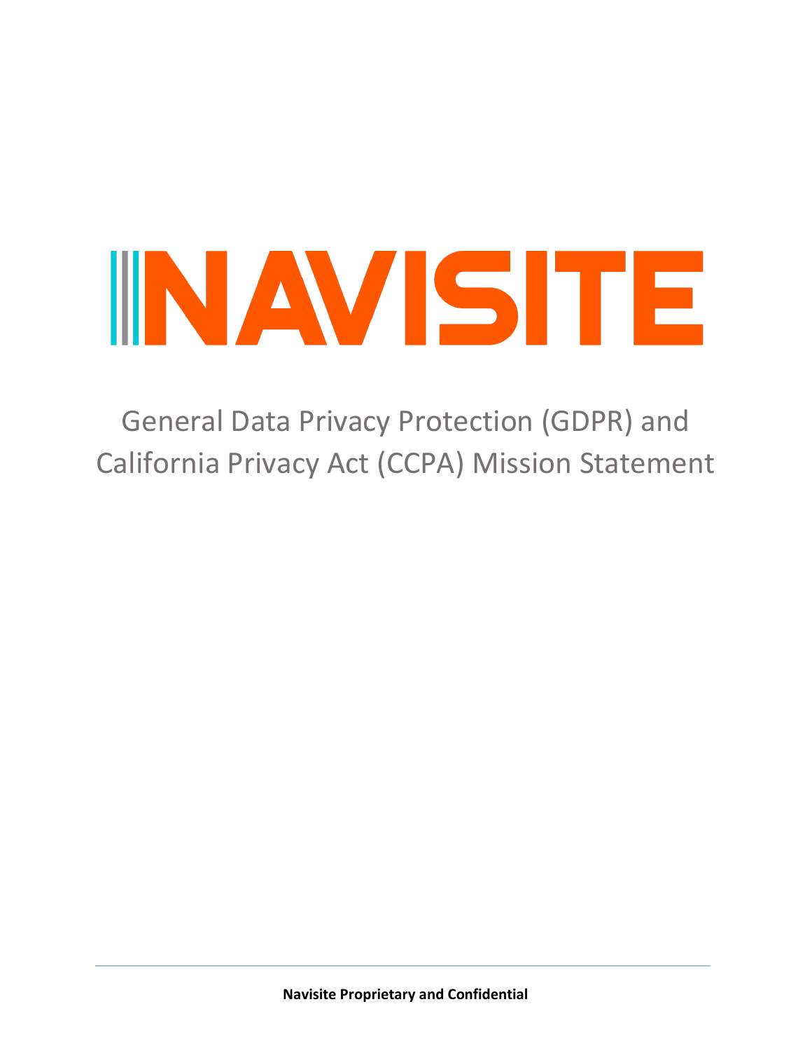# NAVISITE

## General Data Privacy Protection (GDPR) and California Privacy Act (CCPA) Mission Statement

**Navisite Proprietary and Confidential**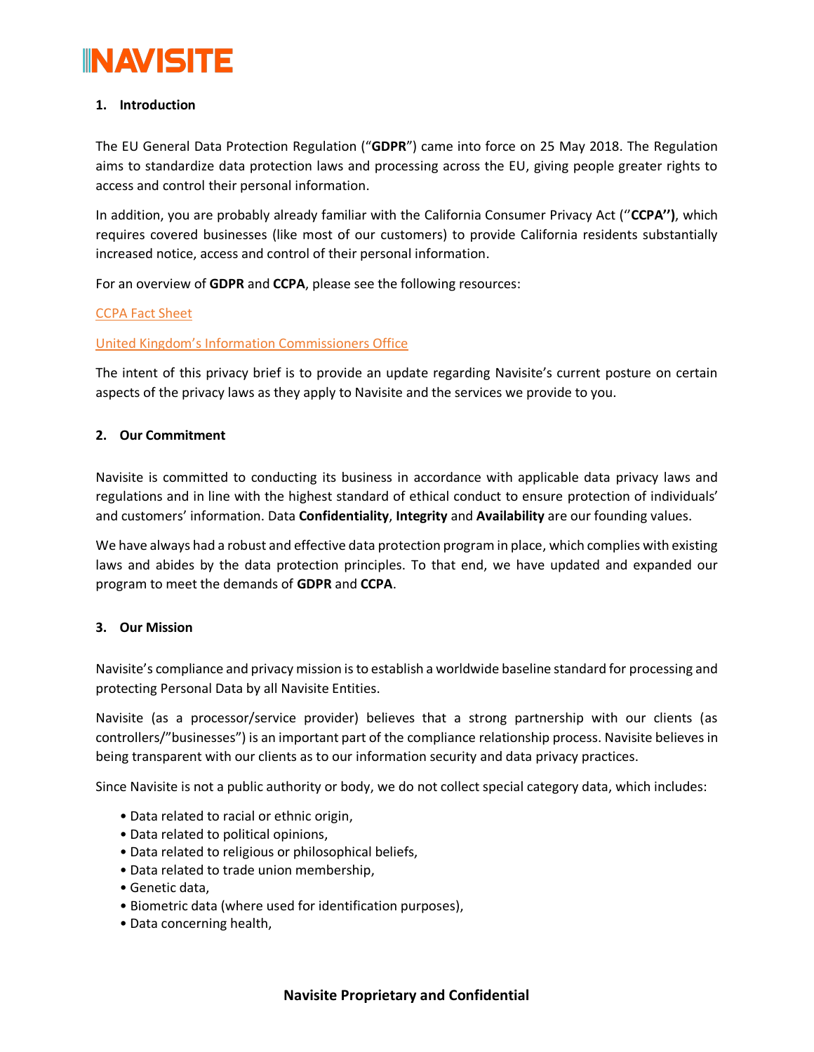## 1. Introduction

The EU General Data Protection Regulation ("**GDPR**") came into force on 25 May 2018. The Regulation aims to standardize data protection laws and processing across the EU, giving people greater rights to access and control their personal information.

In addition, you are probably already familiar with the California Consumer Privacy Act ("**CCPA")**, which requires covered businesses (like most of our customers) to provide California residents substantially increased notice, access and control of their personal information.

For an overview of **GDPR** and **CCPA**, please see the following resources:

CCPA Fact Sheet

United Kingdom's Information Commissioners Office

The intent of this privacy brief is to provide an update regarding Navisite's current posture on certain aspects of the privacy laws as they apply to Navisite and the services we provide to you.

## 2. Our Commitment

Navisite is committed to conducting its business in accordance with applicable data privacy laws and regulations and in line with the highest standard of ethical conduct to ensure protection of individuals' and customers' information. Data **Confidentiality**, **Integrity** and **Availability** are our founding values.

We have always had a robust and effective data protection program in place, which complies with existing laws and abides by the data protection principles. To that end, we have updated and expanded our program to meet the demands of **GDPR** and **CCPA**.

## 3. Our Mission

Navisite's compliance and privacy mission is to establish a worldwide baseline standard for processing and protecting Personal Data by all Navisite Entities.

Navisite (as a processor/service provider) believes that a strong partnership with our clients (as controllers/"businesses") is an important part of the compliance relationship process. Navisite believes in being transparent with our clients as to our information security and data privacy practices.

Since Navisite is not a public authority or body, we do not collect special category data, which includes:

- Data related to racial or ethnic origin,
- Data related to political opinions,
- Data related to religious or philosophical beliefs,
- Data related to trade union membership,
- Genetic data,
- Biometric data (where used for identification purposes),
- Data concerning health,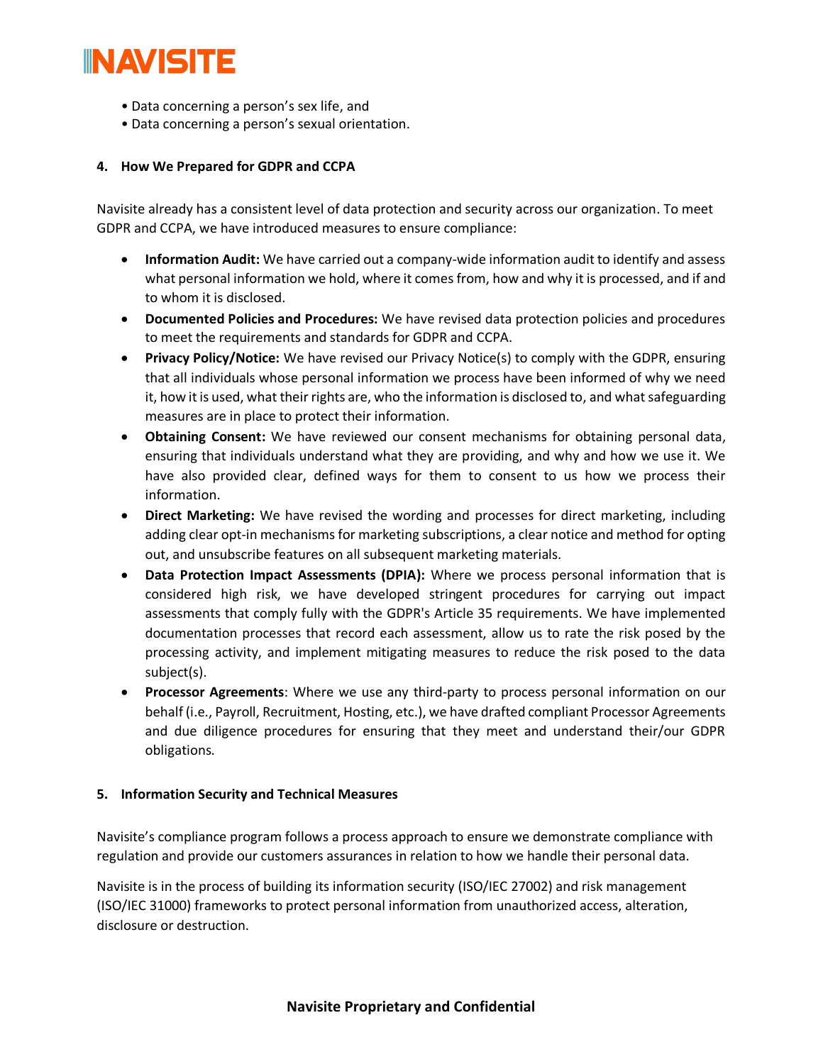- Data concerning a person's sex life, and
- Data concerning a person's sexual orientation.

## 4. How We Prepared for GDPR and CCPA

Navisite already has a consistent level of data protection and security across our organization. To meet GDPR and CCPA, we have introduced measures to ensure compliance:

- **Information Audit:** We have carried out a company-wide information audit to identify and assess what personal information we hold, where it comes from, how and why it is processed, and if and to whom it is disclosed.
- **Documented Policies and Procedures:** We have revised data protection policies and procedures to meet the requirements and standards for GDPR and CCPA.
- **Privacy Policy/Notice:** We have revised our Privacy Notice(s) to comply with the GDPR, ensuring that all individuals whose personal information we process have been informed of why we need it, how it is used, what their rights are, who the information is disclosed to, and what safeguarding measures are in place to protect their information.
- **Obtaining Consent:** We have reviewed our consent mechanisms for obtaining personal data, ensuring that individuals understand what they are providing, and why and how we use it. We have also provided clear, defined ways for them to consent to us how we process their information.
- **Direct Marketing:** We have revised the wording and processes for direct marketing, including adding clear opt-in mechanisms for marketing subscriptions, a clear notice and method for opting out, and unsubscribe features on all subsequent marketing materials.
- **Data Protection Impact Assessments (DPIA):** Where we process personal information that is considered high risk, we have developed stringent procedures for carrying out impact assessments that comply fully with the GDPR's Article 35 requirements. We have implemented documentation processes that record each assessment, allow us to rate the risk posed by the processing activity, and implement mitigating measures to reduce the risk posed to the data subject(s).
- **Processor Agreements**: Where we use any third-party to process personal information on our behalf (i.e., Payroll, Recruitment, Hosting, etc.), we have drafted compliant Processor Agreements and due diligence procedures for ensuring that they meet and understand their/our GDPR obligations.

## 5. Information Security and Technical Measures

Navisite's compliance program follows a process approach to ensure we demonstrate compliance with regulation and provide our customers assurances in relation to how we handle their personal data.

Navisite is in the process of building its information security (ISO/IEC 27002) and risk management (ISO/IEC 31000) frameworks to protect personal information from unauthorized access, alteration, disclosure or destruction.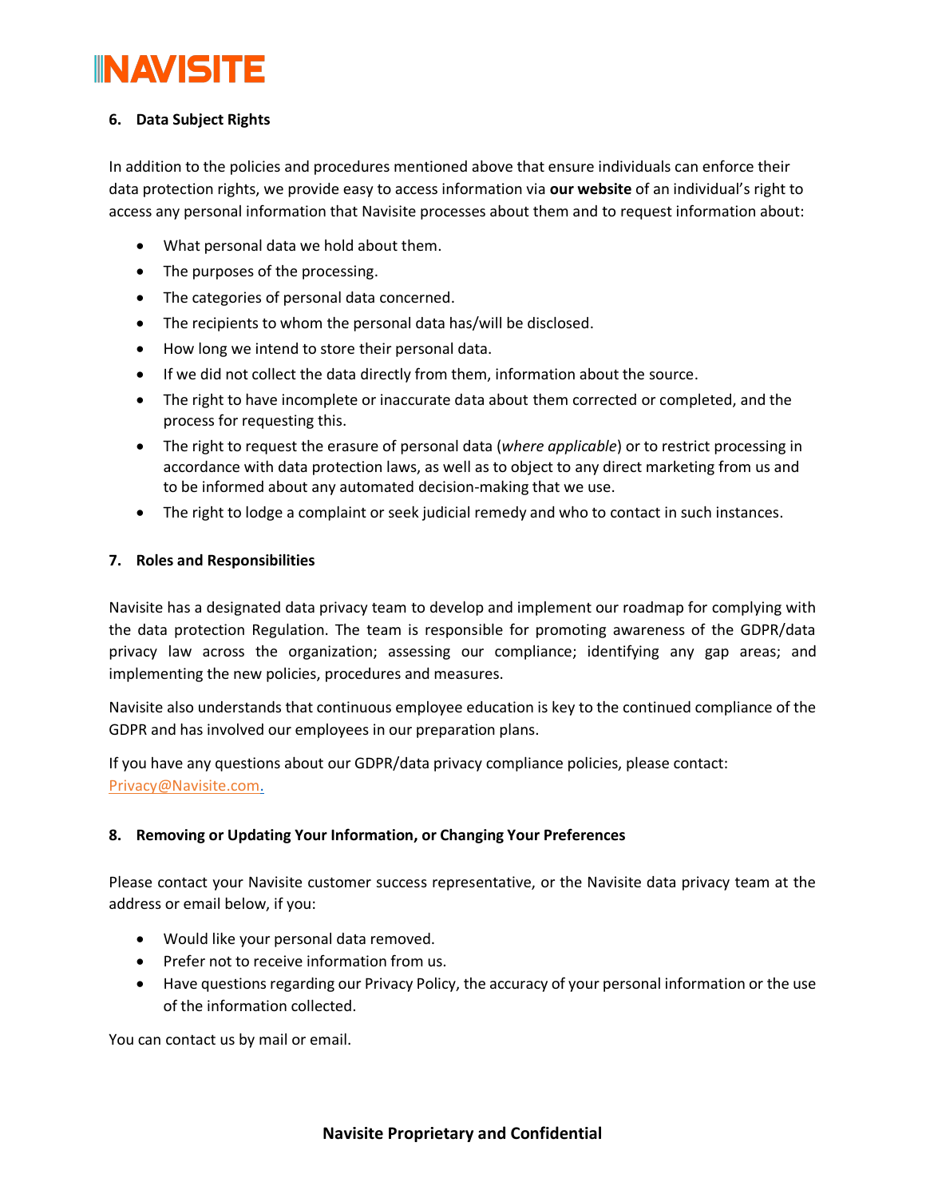## 6. Data Subject Rights

In addition to the policies and procedures mentioned above that ensure individuals can enforce their data protection rights, we provide easy to access information via **our website** of an individual's right to access any personal information that Navisite processes about them and to request information about:

- What personal data we hold about them.
- The purposes of the processing.
- The categories of personal data concerned.
- The recipients to whom the personal data has/will be disclosed.
- How long we intend to store their personal data.
- If we did not collect the data directly from them, information about the source.
- The right to have incomplete or inaccurate data about them corrected or completed, and the process for requesting this.
- The right to request the erasure of personal data (*where applicable*) or to restrict processing in accordance with data protection laws, as well as to object to any direct marketing from us and to be informed about any automated decision-making that we use.
- The right to lodge a complaint or seek judicial remedy and who to contact in such instances.

## 7. Roles and Responsibilities

Navisite has a designated data privacy team to develop and implement our roadmap for complying with the data protection Regulation. The team is responsible for promoting awareness of the GDPR/data privacy law across the organization; assessing our compliance; identifying any gap areas; and implementing the new policies, procedures and measures.

Navisite also understands that continuous employee education is key to the continued compliance of the GDPR and has involved our employees in our preparation plans.

If you have any questions about our GDPR/data privacy compliance policies, please contact: Privacy@Navisite.com.

## 8. Removing or Updating Your Information, or Changing Your Preferences

Please contact your Navisite customer success representative, or the Navisite data privacy team at the address or email below, if you:

- Would like your personal data removed.
- Prefer not to receive information from us.
- Have questions regarding our Privacy Policy, the accuracy of your personal information or the use of the information collected.

You can contact us by mail or email.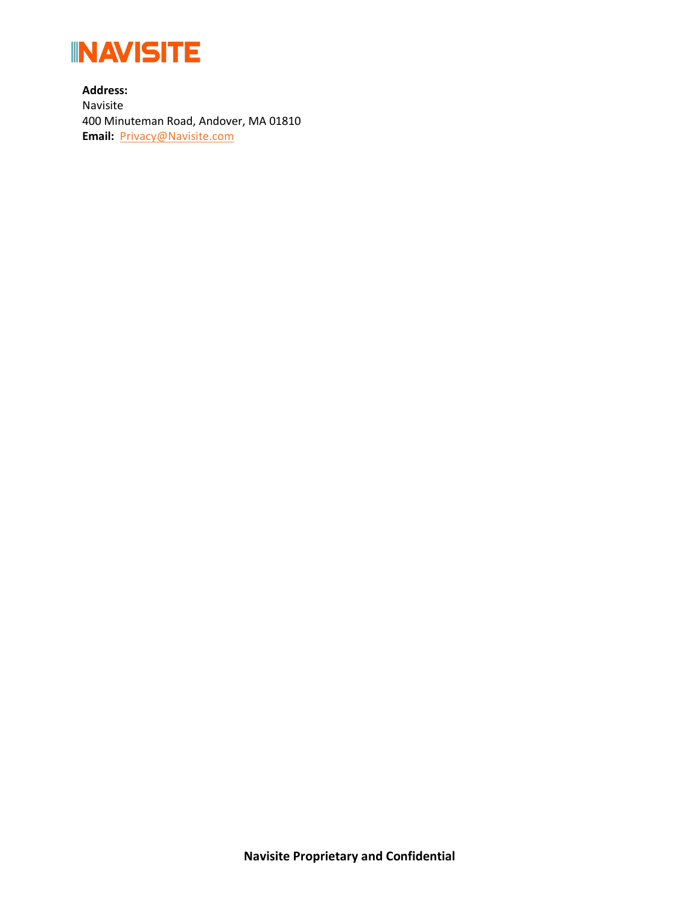**Address:**
Navisite
400 Minuteman Road, Andover, MA 01810
**Email:** Privacy@Navisite.com